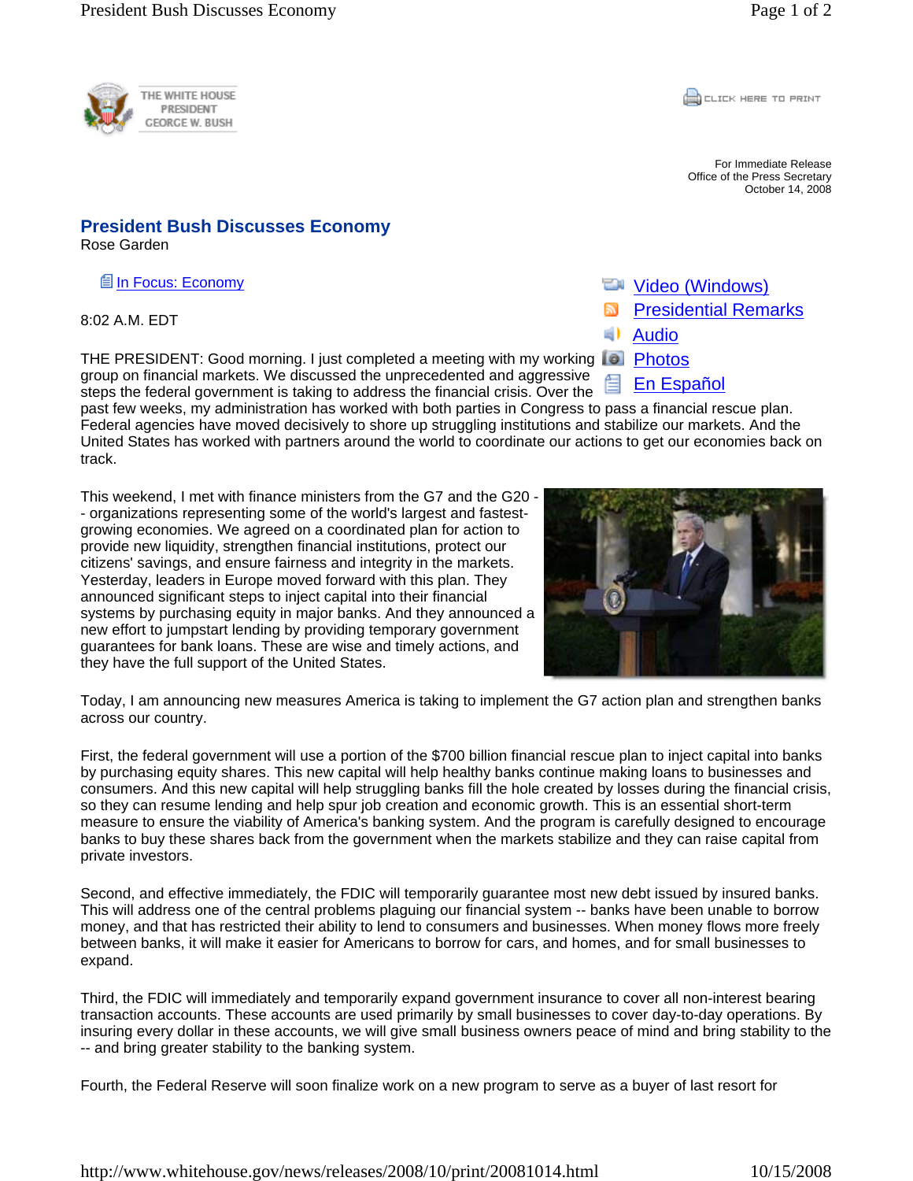THE WHITE HOUSE
PRESIDENT
GEORGE W. BUSH

CLICK HERE TO PRINT

For Immediate Release
Office of the Press Secretary
October 14, 2008

# President Bush Discusses Economy

Rose Garden

In Focus: Economy

- Video (Windows)
- Presidential Remarks
- Audio
- Photos
- En Español

8:02 A.M. EDT

THE PRESIDENT: Good morning. I just completed a meeting with my working group on financial markets. We discussed the unprecedented and aggressive steps the federal government is taking to address the financial crisis. Over the past few weeks, my administration has worked with both parties in Congress to pass a financial rescue plan. Federal agencies have moved decisively to shore up struggling institutions and stabilize our markets. And the United States has worked with partners around the world to coordinate our actions to get our economies back on track.

This weekend, I met with finance ministers from the G7 and the G20 -- organizations representing some of the world's largest and fastest-growing economies. We agreed on a coordinated plan for action to provide new liquidity, strengthen financial institutions, protect our citizens' savings, and ensure fairness and integrity in the markets. Yesterday, leaders in Europe moved forward with this plan. They announced significant steps to inject capital into their financial systems by purchasing equity in major banks. And they announced a new effort to jumpstart lending by providing temporary government guarantees for bank loans. These are wise and timely actions, and they have the full support of the United States.

Today, I am announcing new measures America is taking to implement the G7 action plan and strengthen banks across our country.

First, the federal government will use a portion of the $700 billion financial rescue plan to inject capital into banks by purchasing equity shares. This new capital will help healthy banks continue making loans to businesses and consumers. And this new capital will help struggling banks fill the hole created by losses during the financial crisis, so they can resume lending and help spur job creation and economic growth. This is an essential short-term measure to ensure the viability of America's banking system. And the program is carefully designed to encourage banks to buy these shares back from the government when the markets stabilize and they can raise capital from private investors.

Second, and effective immediately, the FDIC will temporarily guarantee most new debt issued by insured banks. This will address one of the central problems plaguing our financial system -- banks have been unable to borrow money, and that has restricted their ability to lend to consumers and businesses. When money flows more freely between banks, it will make it easier for Americans to borrow for cars, and homes, and for small businesses to expand.

Third, the FDIC will immediately and temporarily expand government insurance to cover all non-interest bearing transaction accounts. These accounts are used primarily by small businesses to cover day-to-day operations. By insuring every dollar in these accounts, we will give small business owners peace of mind and bring stability to the -- and bring greater stability to the banking system.

Fourth, the Federal Reserve will soon finalize work on a new program to serve as a buyer of last resort for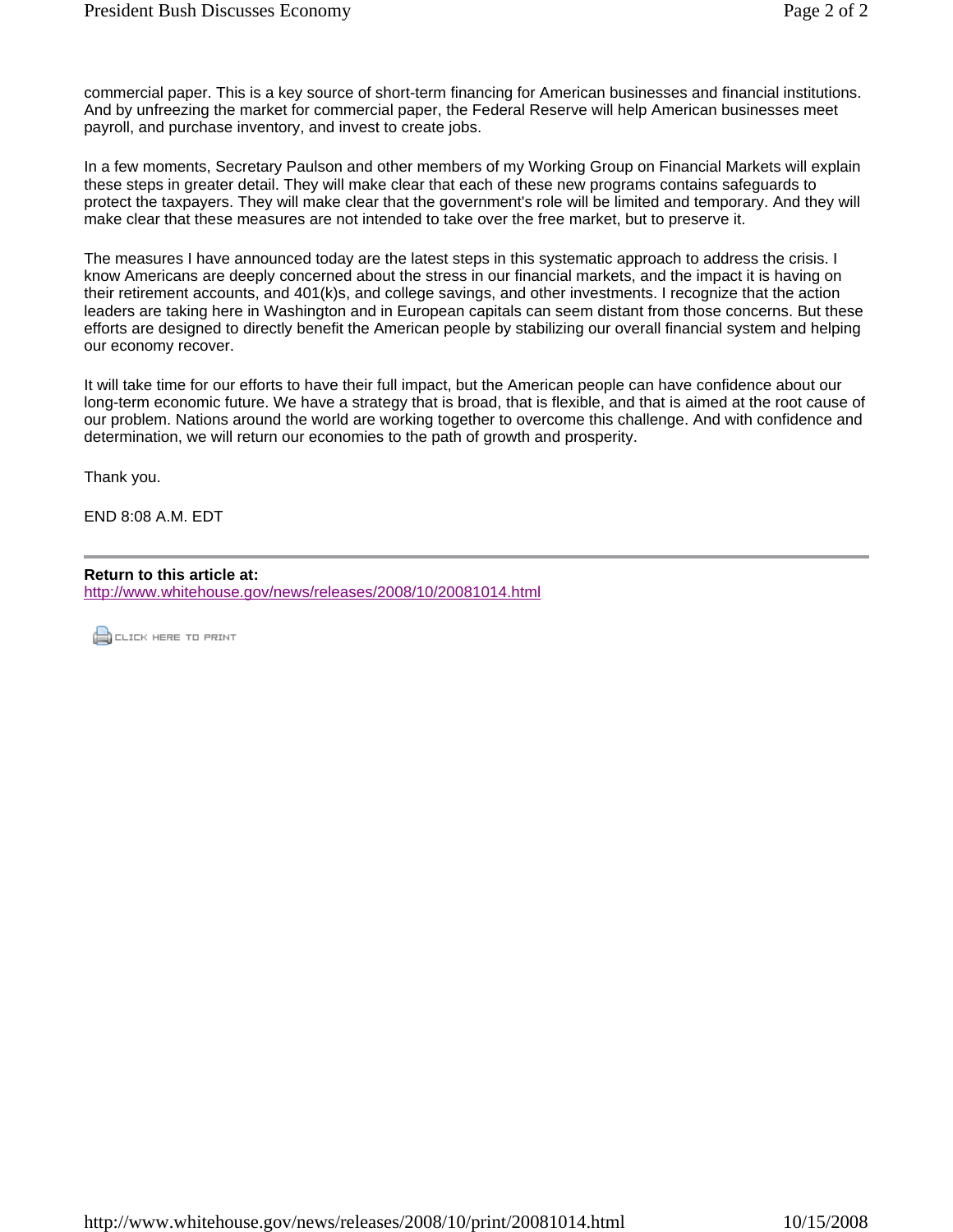commercial paper. This is a key source of short-term financing for American businesses and financial institutions. And by unfreezing the market for commercial paper, the Federal Reserve will help American businesses meet payroll, and purchase inventory, and invest to create jobs.

In a few moments, Secretary Paulson and other members of my Working Group on Financial Markets will explain these steps in greater detail. They will make clear that each of these new programs contains safeguards to protect the taxpayers. They will make clear that the government's role will be limited and temporary. And they will make clear that these measures are not intended to take over the free market, but to preserve it.

The measures I have announced today are the latest steps in this systematic approach to address the crisis. I know Americans are deeply concerned about the stress in our financial markets, and the impact it is having on their retirement accounts, and 401(k)s, and college savings, and other investments. I recognize that the action leaders are taking here in Washington and in European capitals can seem distant from those concerns. But these efforts are designed to directly benefit the American people by stabilizing our overall financial system and helping our economy recover.

It will take time for our efforts to have their full impact, but the American people can have confidence about our long-term economic future. We have a strategy that is broad, that is flexible, and that is aimed at the root cause of our problem. Nations around the world are working together to overcome this challenge. And with confidence and determination, we will return our economies to the path of growth and prosperity.

Thank you.

END 8:08 A.M. EDT

---

**Return to this article at:**
http://www.whitehouse.gov/news/releases/2008/10/20081014.html

CLICK HERE TO PRINT